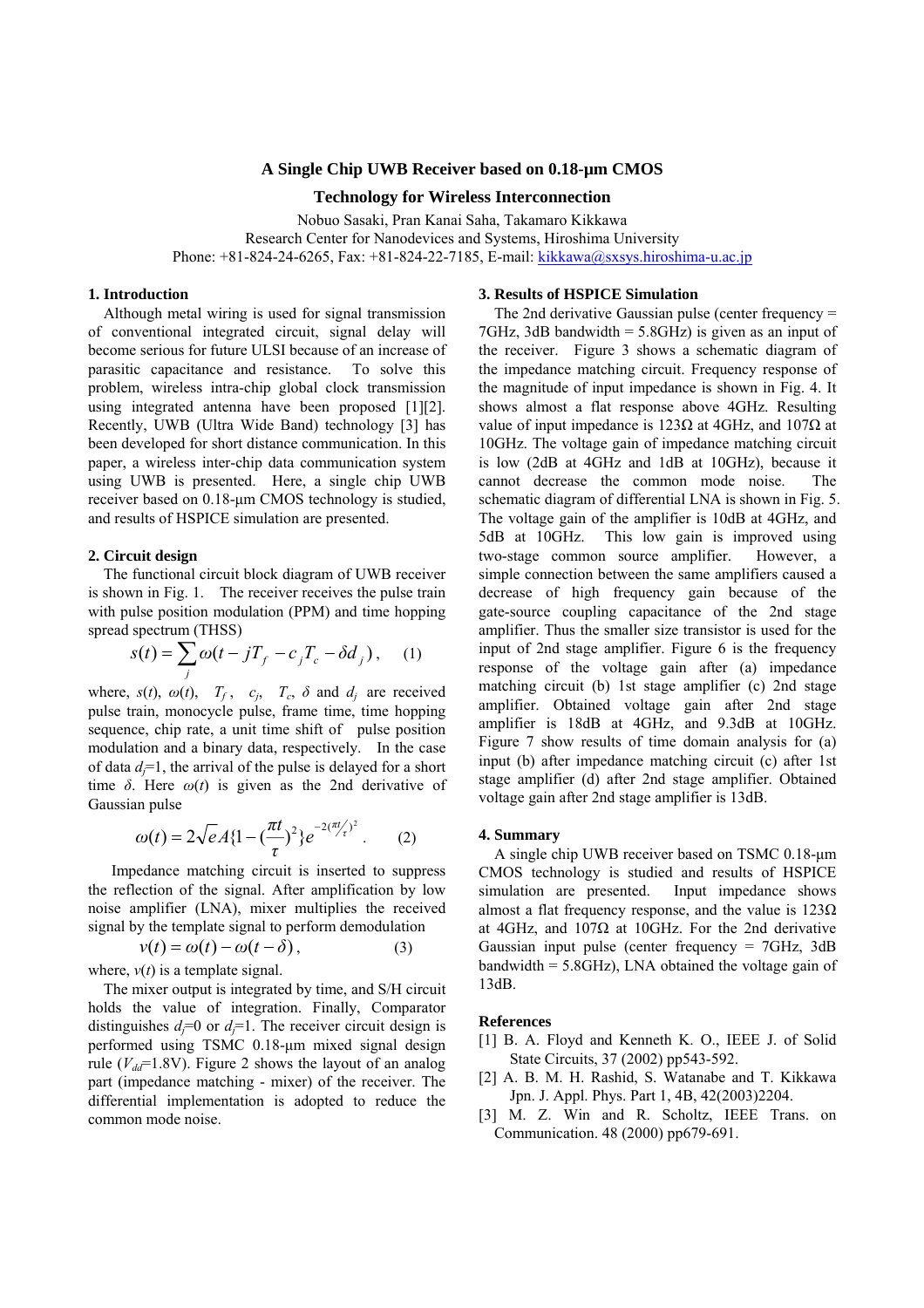# A Single Chip UWB Receiver based on 0.18-µm CMOS Technology for Wireless Interconnection

Nobuo Sasaki, Pran Kanai Saha, Takamaro Kikkawa

Research Center for Nanodevices and Systems, Hiroshima University

Phone: +81-824-24-6265, Fax: +81-824-22-7185, E-mail: kikkawa@sxsys.hiroshima-u.ac.jp

## 1. Introduction

Although metal wiring is used for signal transmission of conventional integrated circuit, signal delay will become serious for future ULSI because of an increase of parasitic capacitance and resistance. To solve this problem, wireless intra-chip global clock transmission using integrated antenna have been proposed [1][2]. Recently, UWB (Ultra Wide Band) technology [3] has been developed for short distance communication. In this paper, a wireless inter-chip data communication system using UWB is presented. Here, a single chip UWB receiver based on 0.18-µm CMOS technology is studied, and results of HSPICE simulation are presented.

## 2. Circuit design

The functional circuit block diagram of UWB receiver is shown in Fig. 1. The receiver receives the pulse train with pulse position modulation (PPM) and time hopping spread spectrum (THSS)

$$s(t) = \sum_j \omega(t - jT_f - c_j T_c - \delta d_j), \quad (1)$$

where, $s(t)$, $\omega(t)$, $T_f$, $c_j$, $T_c$, $\delta$ and $d_j$ are received pulse train, monocycle pulse, frame time, time hopping sequence, chip rate, a unit time shift of pulse position modulation and a binary data, respectively. In the case of data $d_j$=1, the arrival of the pulse is delayed for a short time $\delta$. Here $\omega(t)$ is given as the 2nd derivative of Gaussian pulse

$$\omega(t) = 2\sqrt{e}A\{1 - (\frac{\pi t}{\tau})^2\}e^{-2(\pi t/\tau)^2}. \quad (2)$$

Impedance matching circuit is inserted to suppress the reflection of the signal. After amplification by low noise amplifier (LNA), mixer multiplies the received signal by the template signal to perform demodulation

$$v(t) = \omega(t) - \omega(t - \delta), \quad (3)$$

where, $v(t)$ is a template signal.

The mixer output is integrated by time, and S/H circuit holds the value of integration. Finally, Comparator distinguishes $d_j$=0 or $d_j$=1. The receiver circuit design is performed using TSMC 0.18-µm mixed signal design rule ($V_{dd}$=1.8V). Figure 2 shows the layout of an analog part (impedance matching - mixer) of the receiver. The differential implementation is adopted to reduce the common mode noise.

## 3. Results of HSPICE Simulation

The 2nd derivative Gaussian pulse (center frequency = 7GHz, 3dB bandwidth = 5.8GHz) is given as an input of the receiver. Figure 3 shows a schematic diagram of the impedance matching circuit. Frequency response of the magnitude of input impedance is shown in Fig. 4. It shows almost a flat response above 4GHz. Resulting value of input impedance is 123Ω at 4GHz, and 107Ω at 10GHz. The voltage gain of impedance matching circuit is low (2dB at 4GHz and 1dB at 10GHz), because it cannot decrease the common mode noise. The schematic diagram of differential LNA is shown in Fig. 5. The voltage gain of the amplifier is 10dB at 4GHz, and 5dB at 10GHz. This low gain is improved using two-stage common source amplifier. However, a simple connection between the same amplifiers caused a decrease of high frequency gain because of the gate-source coupling capacitance of the 2nd stage amplifier. Thus the smaller size transistor is used for the input of 2nd stage amplifier. Figure 6 is the frequency response of the voltage gain after (a) impedance matching circuit (b) 1st stage amplifier (c) 2nd stage amplifier. Obtained voltage gain after 2nd stage amplifier is 18dB at 4GHz, and 9.3dB at 10GHz. Figure 7 show results of time domain analysis for (a) input (b) after impedance matching circuit (c) after 1st stage amplifier (d) after 2nd stage amplifier. Obtained voltage gain after 2nd stage amplifier is 13dB.

## 4. Summary

A single chip UWB receiver based on TSMC 0.18-µm CMOS technology is studied and results of HSPICE simulation are presented. Input impedance shows almost a flat frequency response, and the value is 123Ω at 4GHz, and 107Ω at 10GHz. For the 2nd derivative Gaussian input pulse (center frequency = 7GHz, 3dB bandwidth = 5.8GHz), LNA obtained the voltage gain of 13dB.

## References

[1] B. A. Floyd and Kenneth K. O., IEEE J. of Solid State Circuits, 37 (2002) pp543-592.

[2] A. B. M. H. Rashid, S. Watanabe and T. Kikkawa Jpn. J. Appl. Phys. Part 1, 4B, 42(2003)2204.

[3] M. Z. Win and R. Scholtz, IEEE Trans. on Communication. 48 (2000) pp679-691.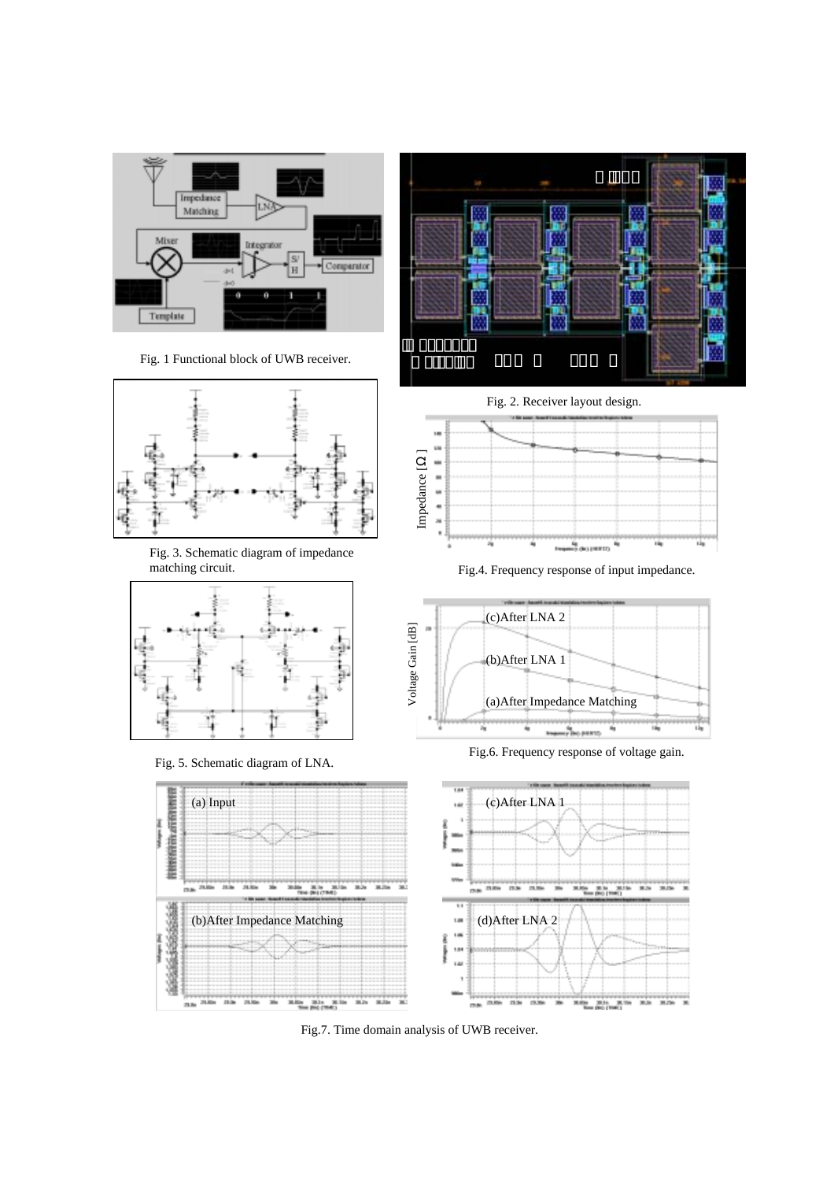Impedance Matching

LNA

Mixer

Integrator

S/H

Comparator

d=1

d=0

0 0 1 1

Template

Fig. 1 Functional block of UWB receiver.

Fig. 2. Receiver layout design.

Fig. 3. Schematic diagram of impedance matching circuit.

Impedance [Ω]

Fig.4. Frequency response of input impedance.

Fig. 5. Schematic diagram of LNA.

Voltage Gain [dB]

(c)After LNA 2

(b)After LNA 1

(a)After Impedance Matching

Fig.6. Frequency response of voltage gain.

(a) Input

(b)After Impedance Matching

(c)After LNA 1

(d)After LNA 2

Fig.7. Time domain analysis of UWB receiver.